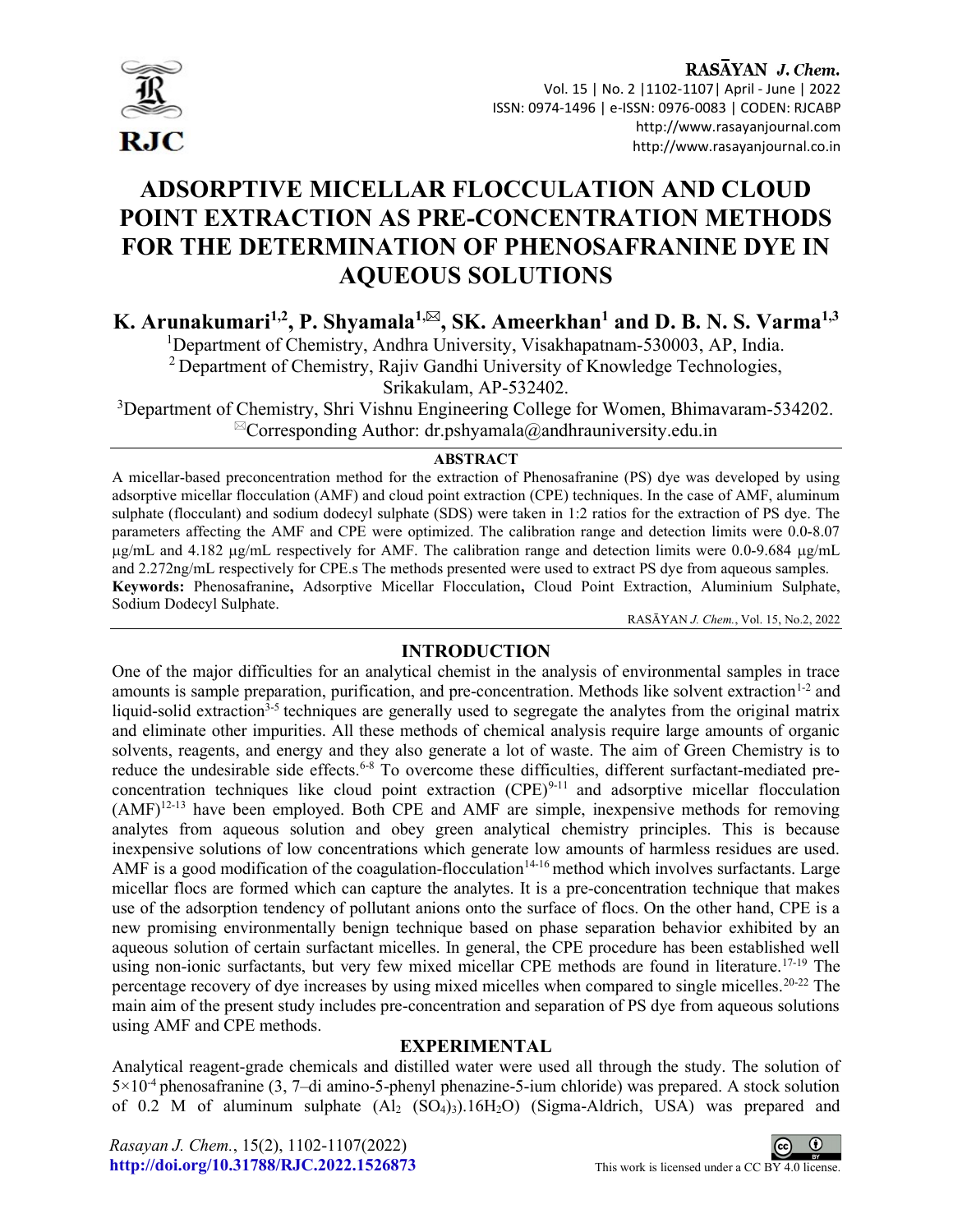# ADSORPTIVE MICELLAR FLOCCULATION AND CLOUD POINT EXTRACTION AS PRE-CONCENTRATION METHODS FOR THE DETERMINATION OF PHENOSAFRANINE DYE IN AQUEOUS SOLUTIONS

**K. Arunakumari[1,2], P. Shyamala[1,✉], SK. Ameerkhan[1] and D. B. N. S. Varma[1,3]**

[1]Department of Chemistry, Andhra University, Visakhapatnam-530003, AP, India.

[2]Department of Chemistry, Rajiv Gandhi University of Knowledge Technologies, Srikakulam, AP-532402.

[3]Department of Chemistry, Shri Vishnu Engineering College for Women, Bhimavaram-534202.

✉Corresponding Author: dr.pshyamala@andhrauniversity.edu.in

## ABSTRACT

A micellar-based preconcentration method for the extraction of Phenosafranine (PS) dye was developed by using adsorptive micellar flocculation (AMF) and cloud point extraction (CPE) techniques. In the case of AMF, aluminum sulphate (flocculant) and sodium dodecyl sulphate (SDS) were taken in 1:2 ratios for the extraction of PS dye. The parameters affecting the AMF and CPE were optimized. The calibration range and detection limits were 0.0-8.07 μg/mL and 4.182 μg/mL respectively for AMF. The calibration range and detection limits were 0.0-9.684 μg/mL and 2.272ng/mL respectively for CPE.s The methods presented were used to extract PS dye from aqueous samples.

**Keywords:** Phenosafranine**,** Adsorptive Micellar Flocculation**,** Cloud Point Extraction, Aluminium Sulphate, Sodium Dodecyl Sulphate.

RASĀYAN *J. Chem.*, Vol. 15, No.2, 2022

## INTRODUCTION

One of the major difficulties for an analytical chemist in the analysis of environmental samples in trace amounts is sample preparation, purification, and pre-concentration. Methods like solvent extraction[1-2] and liquid-solid extraction[3-5] techniques are generally used to segregate the analytes from the original matrix and eliminate other impurities. All these methods of chemical analysis require large amounts of organic solvents, reagents, and energy and they also generate a lot of waste. The aim of Green Chemistry is to reduce the undesirable side effects.[6-8] To overcome these difficulties, different surfactant-mediated pre-concentration techniques like cloud point extraction (CPE)[9-11] and adsorptive micellar flocculation (AMF)[12-13] have been employed. Both CPE and AMF are simple, inexpensive methods for removing analytes from aqueous solution and obey green analytical chemistry principles. This is because inexpensive solutions of low concentrations which generate low amounts of harmless residues are used. AMF is a good modification of the coagulation-flocculation[14-16] method which involves surfactants. Large micellar flocs are formed which can capture the analytes. It is a pre-concentration technique that makes use of the adsorption tendency of pollutant anions onto the surface of flocs. On the other hand, CPE is a new promising environmentally benign technique based on phase separation behavior exhibited by an aqueous solution of certain surfactant micelles. In general, the CPE procedure has been established well using non-ionic surfactants, but very few mixed micellar CPE methods are found in literature.[17-19] The percentage recovery of dye increases by using mixed micelles when compared to single micelles.[20-22] The main aim of the present study includes pre-concentration and separation of PS dye from aqueous solutions using AMF and CPE methods.

## EXPERIMENTAL

Analytical reagent-grade chemicals and distilled water were used all through the study. The solution of $5\times10^{-4}$ phenosafranine (3, 7–di amino-5-phenyl phenazine-5-ium chloride) was prepared. A stock solution of 0.2 M of aluminum sulphate ($Al_2(SO_4)_3).16H_2O$) (Sigma-Aldrich, USA) was prepared and

*Rasayan J. Chem.*, 15(2), 1102-1107(2022)

**http://doi.org/10.31788/RJC.2022.1526873**

This work is licensed under a CC BY 4.0 license.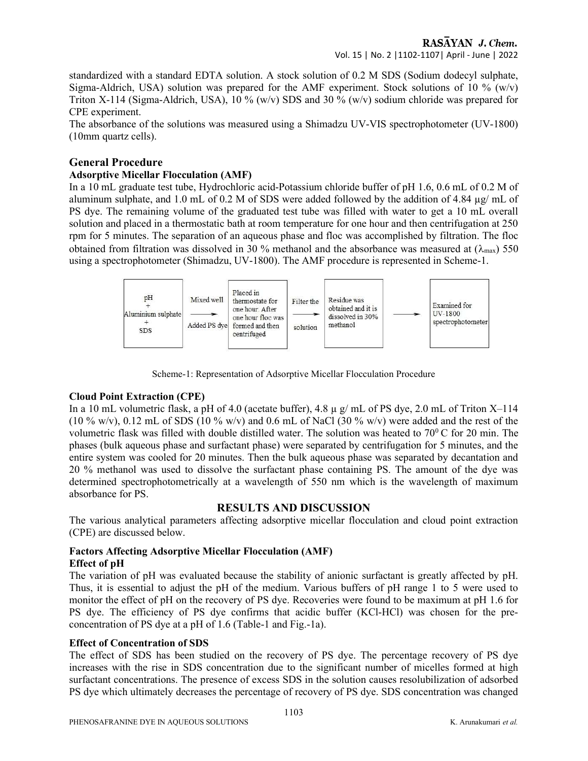standardized with a standard EDTA solution. A stock solution of 0.2 M SDS (Sodium dodecyl sulphate, Sigma-Aldrich, USA) solution was prepared for the AMF experiment. Stock solutions of 10 % (w/v) Triton X-114 (Sigma-Aldrich, USA), 10 % (w/v) SDS and 30 % (w/v) sodium chloride was prepared for CPE experiment.

The absorbance of the solutions was measured using a Shimadzu UV-VIS spectrophotometer (UV-1800) (10mm quartz cells).

## General Procedure

### Adsorptive Micellar Flocculation (AMF)

In a 10 mL graduate test tube, Hydrochloric acid-Potassium chloride buffer of pH 1.6, 0.6 mL of 0.2 M of aluminum sulphate, and 1.0 mL of 0.2 M of SDS were added followed by the addition of 4.84 µg/ mL of PS dye. The remaining volume of the graduated test tube was filled with water to get a 10 mL overall solution and placed in a thermostatic bath at room temperature for one hour and then centrifugation at 250 rpm for 5 minutes. The separation of an aqueous phase and floc was accomplished by filtration. The floc obtained from filtration was dissolved in 30 % methanol and the absorbance was measured at ($\lambda_{max}$) 550 using a spectrophotometer (Shimadzu, UV-1800). The AMF procedure is represented in Scheme-1.

pH + Aluminium sulphate + SDS → (Mixed well / Added PS dye) → Placed in thermostate for one hour. After one hour floc was formed and then centrifuged → (Filter the solution) → Residue was obtained and it is dissolved in 30% methanol → Examined for UV-1800 spectrophotometer

Scheme-1: Representation of Adsorptive Micellar Flocculation Procedure

### Cloud Point Extraction (CPE)

In a 10 mL volumetric flask, a pH of 4.0 (acetate buffer), 4.8 µ g/ mL of PS dye, 2.0 mL of Triton X–114 (10 % w/v), 0.12 mL of SDS (10 % w/v) and 0.6 mL of NaCl (30 % w/v) were added and the rest of the volumetric flask was filled with double distilled water. The solution was heated to $70^{0}$ C for 20 min. The phases (bulk aqueous phase and surfactant phase) were separated by centrifugation for 5 minutes, and the entire system was cooled for 20 minutes. Then the bulk aqueous phase was separated by decantation and 20 % methanol was used to dissolve the surfactant phase containing PS. The amount of the dye was determined spectrophotometrically at a wavelength of 550 nm which is the wavelength of maximum absorbance for PS.

## RESULTS AND DISCUSSION

The various analytical parameters affecting adsorptive micellar flocculation and cloud point extraction (CPE) are discussed below.

### Factors Affecting Adsorptive Micellar Flocculation (AMF)

#### Effect of pH

The variation of pH was evaluated because the stability of anionic surfactant is greatly affected by pH. Thus, it is essential to adjust the pH of the medium. Various buffers of pH range 1 to 5 were used to monitor the effect of pH on the recovery of PS dye. Recoveries were found to be maximum at pH 1.6 for PS dye. The efficiency of PS dye confirms that acidic buffer (KCl-HCl) was chosen for the pre-concentration of PS dye at a pH of 1.6 (Table-1 and Fig.-1a).

#### Effect of Concentration of SDS

The effect of SDS has been studied on the recovery of PS dye. The percentage recovery of PS dye increases with the rise in SDS concentration due to the significant number of micelles formed at high surfactant concentrations. The presence of excess SDS in the solution causes resolubilization of adsorbed PS dye which ultimately decreases the percentage of recovery of PS dye. SDS concentration was changed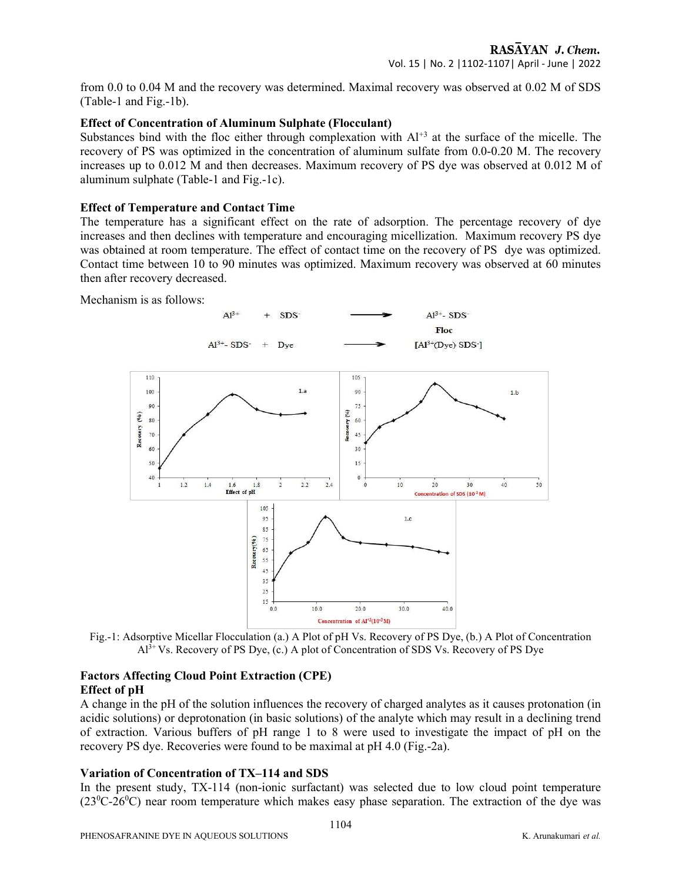from 0.0 to 0.04 M and the recovery was determined. Maximal recovery was observed at 0.02 M of SDS (Table-1 and Fig.-1b).

### Effect of Concentration of Aluminum Sulphate (Flocculant)

Substances bind with the floc either through complexation with $Al^{+3}$ at the surface of the micelle. The recovery of PS was optimized in the concentration of aluminum sulfate from 0.0-0.20 M. The recovery increases up to 0.012 M and then decreases. Maximum recovery of PS dye was observed at 0.012 M of aluminum sulphate (Table-1 and Fig.-1c).

### Effect of Temperature and Contact Time

The temperature has a significant effect on the rate of adsorption. The percentage recovery of dye increases and then declines with temperature and encouraging micellization. Maximum recovery PS dye was obtained at room temperature. The effect of contact time on the recovery of PS dye was optimized. Contact time between 10 to 90 minutes was optimized. Maximum recovery was observed at 60 minutes then after recovery decreased.

Mechanism is as follows:

$$Al^{3+} + SDS^{-} \longrightarrow Al^{3+}\text{-}SDS^{-} \ \text{(Floc)}$$

$$Al^{3+}\text{-}SDS^{-} + \text{Dye} \longrightarrow [Al^{3+}(\text{Dye})\,SDS^{-}]$$

Fig.-1: Adsorptive Micellar Flocculation (a.) A Plot of pH Vs. Recovery of PS Dye, (b.) A Plot of Concentration $Al^{3+}$ Vs. Recovery of PS Dye, (c.) A plot of Concentration of SDS Vs. Recovery of PS Dye

## Factors Affecting Cloud Point Extraction (CPE)

### Effect of pH

A change in the pH of the solution influences the recovery of charged analytes as it causes protonation (in acidic solutions) or deprotonation (in basic solutions) of the analyte which may result in a declining trend of extraction. Various buffers of pH range 1 to 8 were used to investigate the impact of pH on the recovery PS dye. Recoveries were found to be maximal at pH 4.0 (Fig.-2a).

### Variation of Concentration of TX–114 and SDS

In the present study, TX-114 (non-ionic surfactant) was selected due to low cloud point temperature ($23^{0}$C-$26^{0}$C) near room temperature which makes easy phase separation. The extraction of the dye was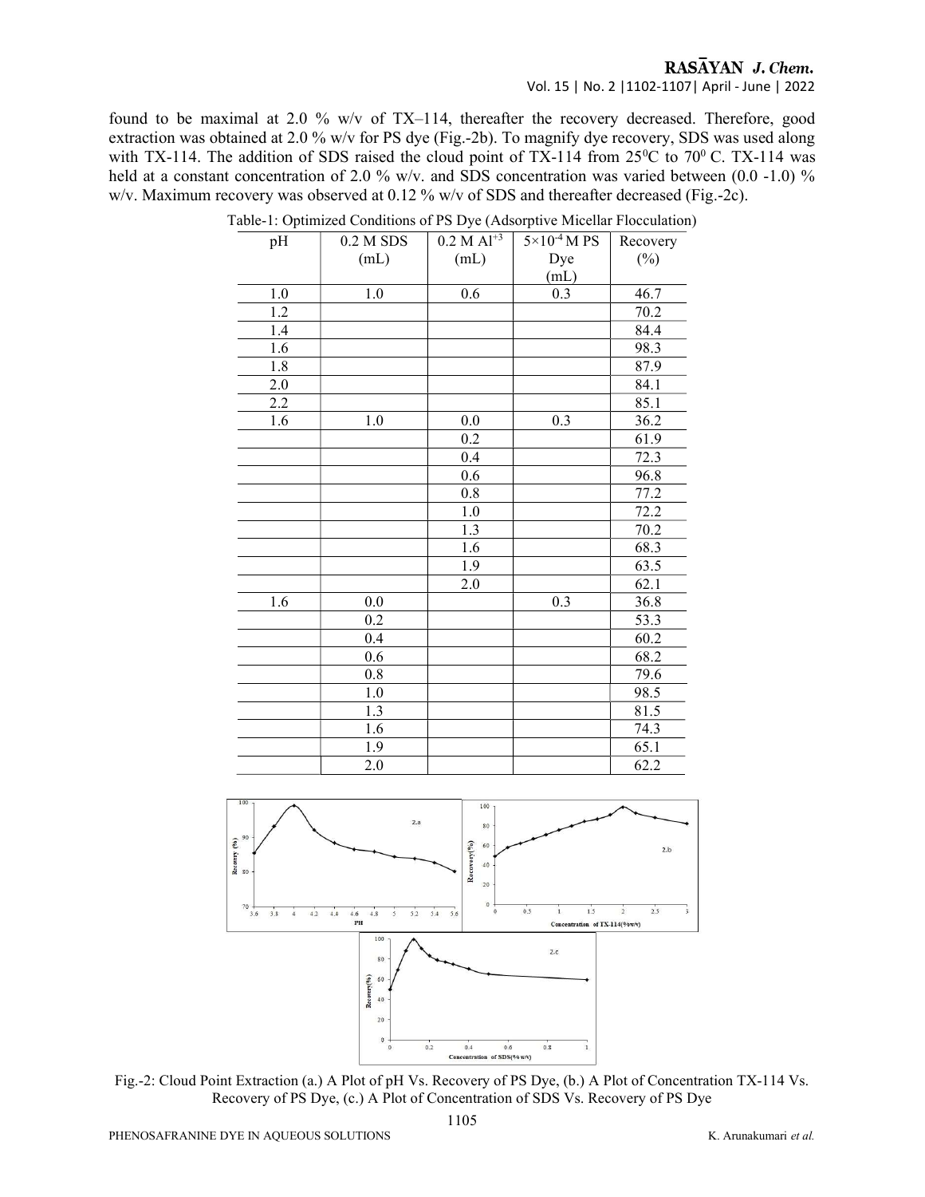found to be maximal at 2.0 % w/v of TX–114, thereafter the recovery decreased. Therefore, good extraction was obtained at 2.0 % w/v for PS dye (Fig.-2b). To magnify dye recovery, SDS was used along with TX-114. The addition of SDS raised the cloud point of TX-114 from $25^0$C to $70^0$ C. TX-114 was held at a constant concentration of 2.0 % w/v. and SDS concentration was varied between (0.0 -1.0) % w/v. Maximum recovery was observed at 0.12 % w/v of SDS and thereafter decreased (Fig.-2c).

Table-1: Optimized Conditions of PS Dye (Adsorptive Micellar Flocculation)

| pH | 0.2 M SDS (mL) | 0.2 M $Al^{+3}$ (mL) | $5\times10^{-4}$ M PS Dye (mL) | Recovery (%) |
|---|---|---|---|---|
| 1.0 | 1.0 | 0.6 | 0.3 | 46.7 |
| 1.2 | | | | 70.2 |
| 1.4 | | | | 84.4 |
| 1.6 | | | | 98.3 |
| 1.8 | | | | 87.9 |
| 2.0 | | | | 84.1 |
| 2.2 | | | | 85.1 |
| 1.6 | 1.0 | 0.0 | 0.3 | 36.2 |
| | | 0.2 | | 61.9 |
| | | 0.4 | | 72.3 |
| | | 0.6 | | 96.8 |
| | | 0.8 | | 77.2 |
| | | 1.0 | | 72.2 |
| | | 1.3 | | 70.2 |
| | | 1.6 | | 68.3 |
| | | 1.9 | | 63.5 |
| | | 2.0 | | 62.1 |
| 1.6 | 0.0 | | 0.3 | 36.8 |
| | 0.2 | | | 53.3 |
| | 0.4 | | | 60.2 |
| | 0.6 | | | 68.2 |
| | 0.8 | | | 79.6 |
| | 1.0 | | | 98.5 |
| | 1.3 | | | 81.5 |
| | 1.6 | | | 74.3 |
| | 1.9 | | | 65.1 |
| | 2.0 | | | 62.2 |

Fig.-2: Cloud Point Extraction (a.) A Plot of pH Vs. Recovery of PS Dye, (b.) A Plot of Concentration TX-114 Vs. Recovery of PS Dye, (c.) A Plot of Concentration of SDS Vs. Recovery of PS Dye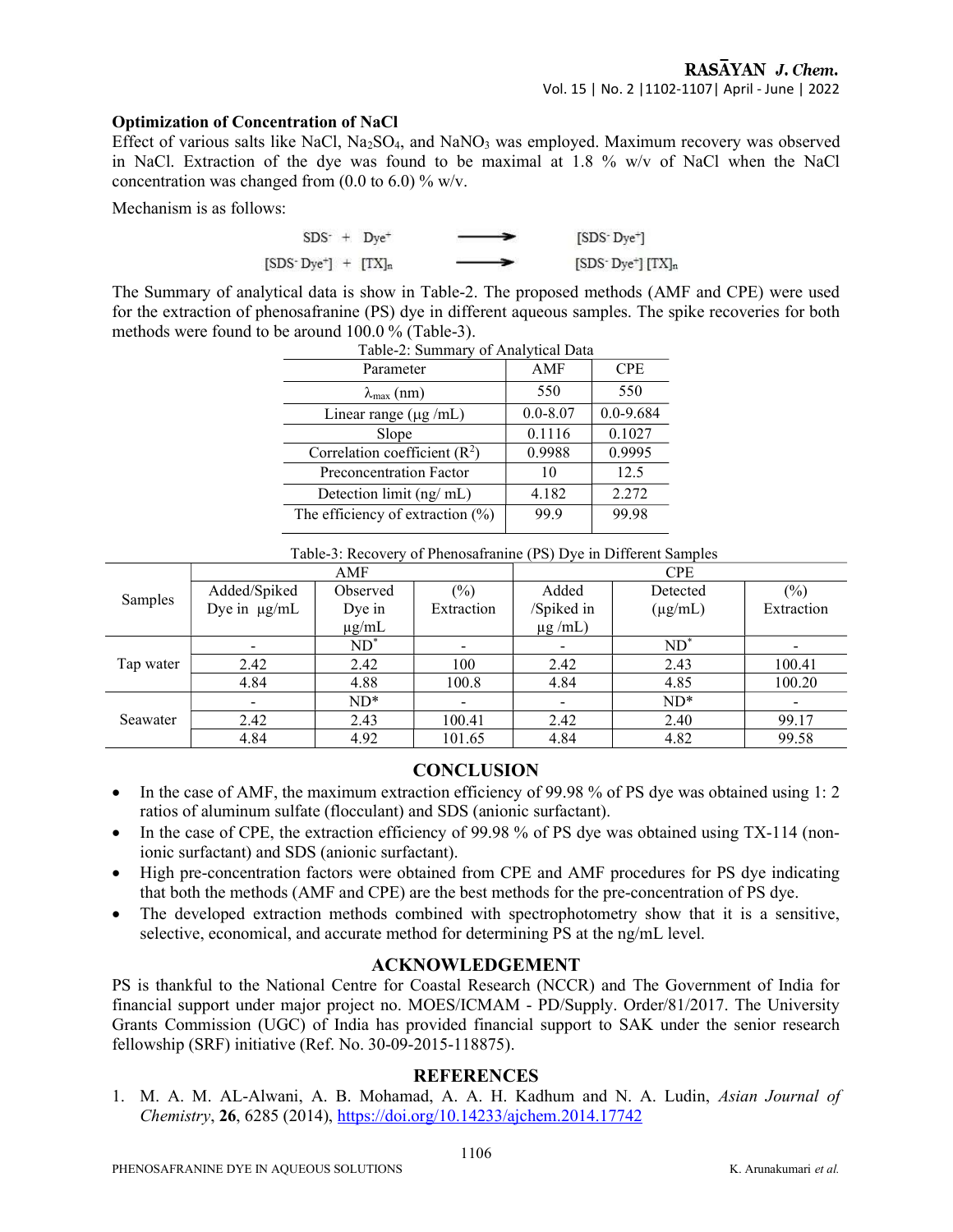### Optimization of Concentration of NaCl

Effect of various salts like NaCl, $Na_2SO_4$, and $NaNO_3$ was employed. Maximum recovery was observed in NaCl. Extraction of the dye was found to be maximal at 1.8 % w/v of NaCl when the NaCl concentration was changed from (0.0 to 6.0) % w/v.

Mechanism is as follows:

$$SDS^- + Dye^+ \longrightarrow [SDS^- Dye^+]$$

$$[SDS^- Dye^+] + [TX]_n \longrightarrow [SDS^- Dye^+] [TX]_n$$

The Summary of analytical data is show in Table-2. The proposed methods (AMF and CPE) were used for the extraction of phenosafranine (PS) dye in different aqueous samples. The spike recoveries for both methods were found to be around 100.0 % (Table-3).

Table-2: Summary of Analytical Data

| Parameter | AMF | CPE |
|---|---|---|
| $\lambda_{max}$ (nm) | 550 | 550 |
| Linear range (µg /mL) | 0.0-8.07 | 0.0-9.684 |
| Slope | 0.1116 | 0.1027 |
| Correlation coefficient ($R^2$) | 0.9988 | 0.9995 |
| Preconcentration Factor | 10 | 12.5 |
| Detection limit (ng/ mL) | 4.182 | 2.272 |
| The efficiency of extraction (%) | 99.9 | 99.98 |

Table-3: Recovery of Phenosafranine (PS) Dye in Different Samples

| Samples | AMF | | | CPE | | |
|---|---|---|---|---|---|---|
| | Added/Spiked Dye in µg/mL | Observed Dye in µg/mL | (%) Extraction | Added /Spiked in µg /mL) | Detected (µg/mL) | (%) Extraction |
| Tap water | - | ND* | - | - | ND* | - |
| | 2.42 | 2.42 | 100 | 2.42 | 2.43 | 100.41 |
| | 4.84 | 4.88 | 100.8 | 4.84 | 4.85 | 100.20 |
| Seawater | - | ND* | - | - | ND* | - |
| | 2.42 | 2.43 | 100.41 | 2.42 | 2.40 | 99.17 |
| | 4.84 | 4.92 | 101.65 | 4.84 | 4.82 | 99.58 |

## CONCLUSION

- In the case of AMF, the maximum extraction efficiency of 99.98 % of PS dye was obtained using 1: 2 ratios of aluminum sulfate (flocculant) and SDS (anionic surfactant).
- In the case of CPE, the extraction efficiency of 99.98 % of PS dye was obtained using TX-114 (non-ionic surfactant) and SDS (anionic surfactant).
- High pre-concentration factors were obtained from CPE and AMF procedures for PS dye indicating that both the methods (AMF and CPE) are the best methods for the pre-concentration of PS dye.
- The developed extraction methods combined with spectrophotometry show that it is a sensitive, selective, economical, and accurate method for determining PS at the ng/mL level.

## ACKNOWLEDGEMENT

PS is thankful to the National Centre for Coastal Research (NCCR) and The Government of India for financial support under major project no. MOES/ICMAM - PD/Supply. Order/81/2017. The University Grants Commission (UGC) of India has provided financial support to SAK under the senior research fellowship (SRF) initiative (Ref. No. 30-09-2015-118875).

## REFERENCES

1. M. A. M. AL-Alwani, A. B. Mohamad, A. A. H. Kadhum and N. A. Ludin, *Asian Journal of Chemistry*, **26**, 6285 (2014), https://doi.org/10.14233/ajchem.2014.17742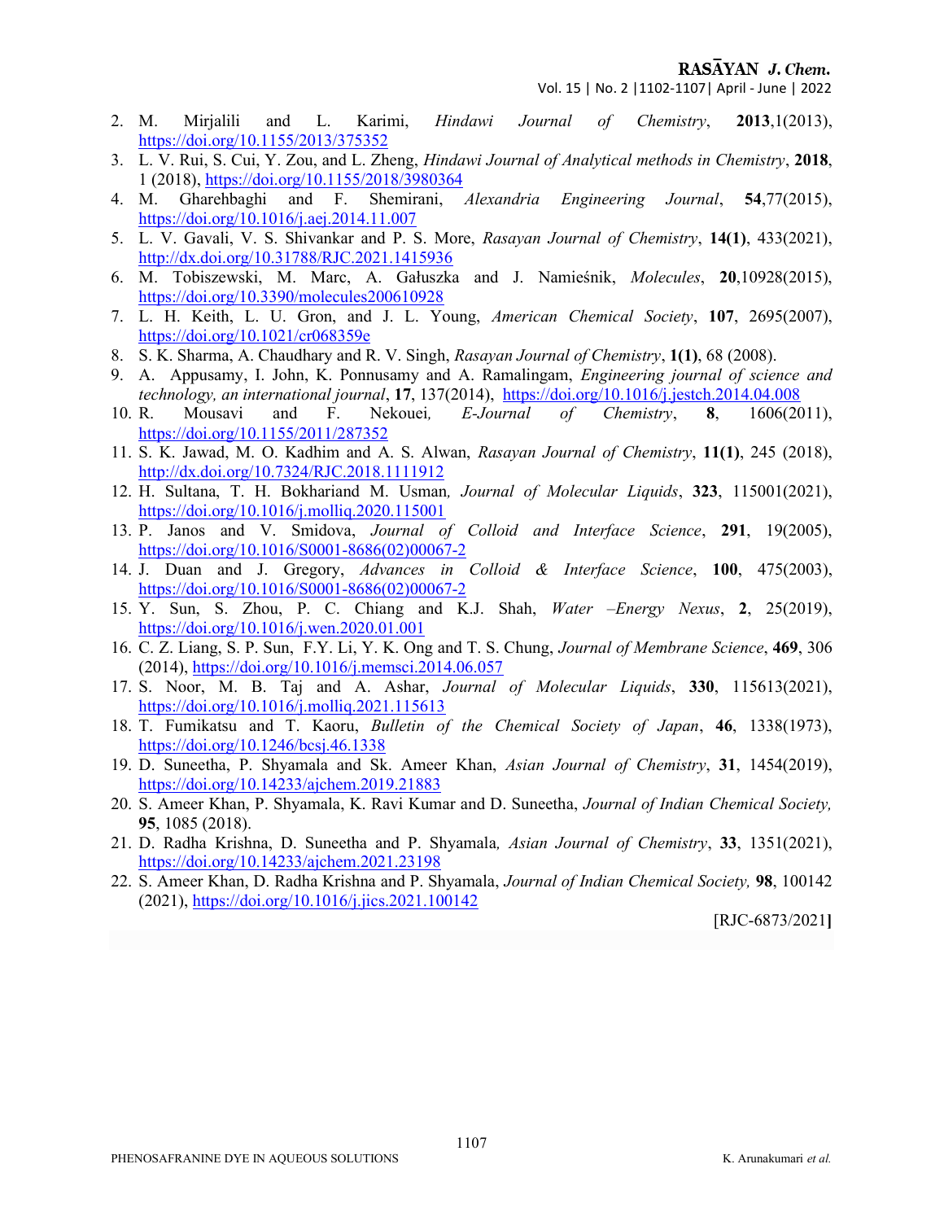2. M. Mirjalili and L. Karimi, *Hindawi Journal of Chemistry*, **2013**,1(2013), https://doi.org/10.1155/2013/375352
3. L. V. Rui, S. Cui, Y. Zou, and L. Zheng, *Hindawi Journal of Analytical methods in Chemistry*, **2018**, 1 (2018), https://doi.org/10.1155/2018/3980364
4. M. Gharehbaghi and F. Shemirani, *Alexandria Engineering Journal*, **54**,77(2015), https://doi.org/10.1016/j.aej.2014.11.007
5. L. V. Gavali, V. S. Shivankar and P. S. More, *Rasayan Journal of Chemistry*, **14(1)**, 433(2021), http://dx.doi.org/10.31788/RJC.2021.1415936
6. M. Tobiszewski, M. Marc, A. Gałuszka and J. Namieśnik, *Molecules*, **20**,10928(2015), https://doi.org/10.3390/molecules200610928
7. L. H. Keith, L. U. Gron, and J. L. Young, *American Chemical Society*, **107**, 2695(2007), https://doi.org/10.1021/cr068359e
8. S. K. Sharma, A. Chaudhary and R. V. Singh, *Rasayan Journal of Chemistry*, **1(1)**, 68 (2008).
9. A. Appusamy, I. John, K. Ponnusamy and A. Ramalingam, *Engineering journal of science and technology, an international journal*, **17**, 137(2014), https://doi.org/10.1016/j.jestch.2014.04.008
10. R. Mousavi and F. Nekouei*, E-Journal of Chemistry*, **8**, 1606(2011), https://doi.org/10.1155/2011/287352
11. S. K. Jawad, M. O. Kadhim and A. S. Alwan, *Rasayan Journal of Chemistry*, **11(1)**, 245 (2018), http://dx.doi.org/10.7324/RJC.2018.1111912
12. H. Sultana, T. H. Bokhariand M. Usman*, Journal of Molecular Liquids*, **323**, 115001(2021), https://doi.org/10.1016/j.molliq.2020.115001
13. P. Janos and V. Smidova, *Journal of Colloid and Interface Science*, **291**, 19(2005), https://doi.org/10.1016/S0001-8686(02)00067-2
14. J. Duan and J. Gregory, *Advances in Colloid & Interface Science*, **100**, 475(2003), https://doi.org/10.1016/S0001-8686(02)00067-2
15. Y. Sun, S. Zhou, P. C. Chiang and K.J. Shah, *Water –Energy Nexus*, **2**, 25(2019), https://doi.org/10.1016/j.wen.2020.01.001
16. C. Z. Liang, S. P. Sun, F.Y. Li, Y. K. Ong and T. S. Chung, *Journal of Membrane Science*, **469**, 306 (2014), https://doi.org/10.1016/j.memsci.2014.06.057
17. S. Noor, M. B. Taj and A. Ashar, *Journal of Molecular Liquids*, **330**, 115613(2021), https://doi.org/10.1016/j.molliq.2021.115613
18. T. Fumikatsu and T. Kaoru, *Bulletin of the Chemical Society of Japan*, **46**, 1338(1973), https://doi.org/10.1246/bcsj.46.1338
19. D. Suneetha, P. Shyamala and Sk. Ameer Khan, *Asian Journal of Chemistry*, **31**, 1454(2019), https://doi.org/10.14233/ajchem.2019.21883
20. S. Ameer Khan, P. Shyamala, K. Ravi Kumar and D. Suneetha, *Journal of Indian Chemical Society,* **95**, 1085 (2018).
21. D. Radha Krishna, D. Suneetha and P. Shyamala*, Asian Journal of Chemistry*, **33**, 1351(2021), https://doi.org/10.14233/ajchem.2021.23198
22. S. Ameer Khan, D. Radha Krishna and P. Shyamala, *Journal of Indian Chemical Society,* **98**, 100142 (2021), https://doi.org/10.1016/j.jics.2021.100142

[RJC-6873/2021]